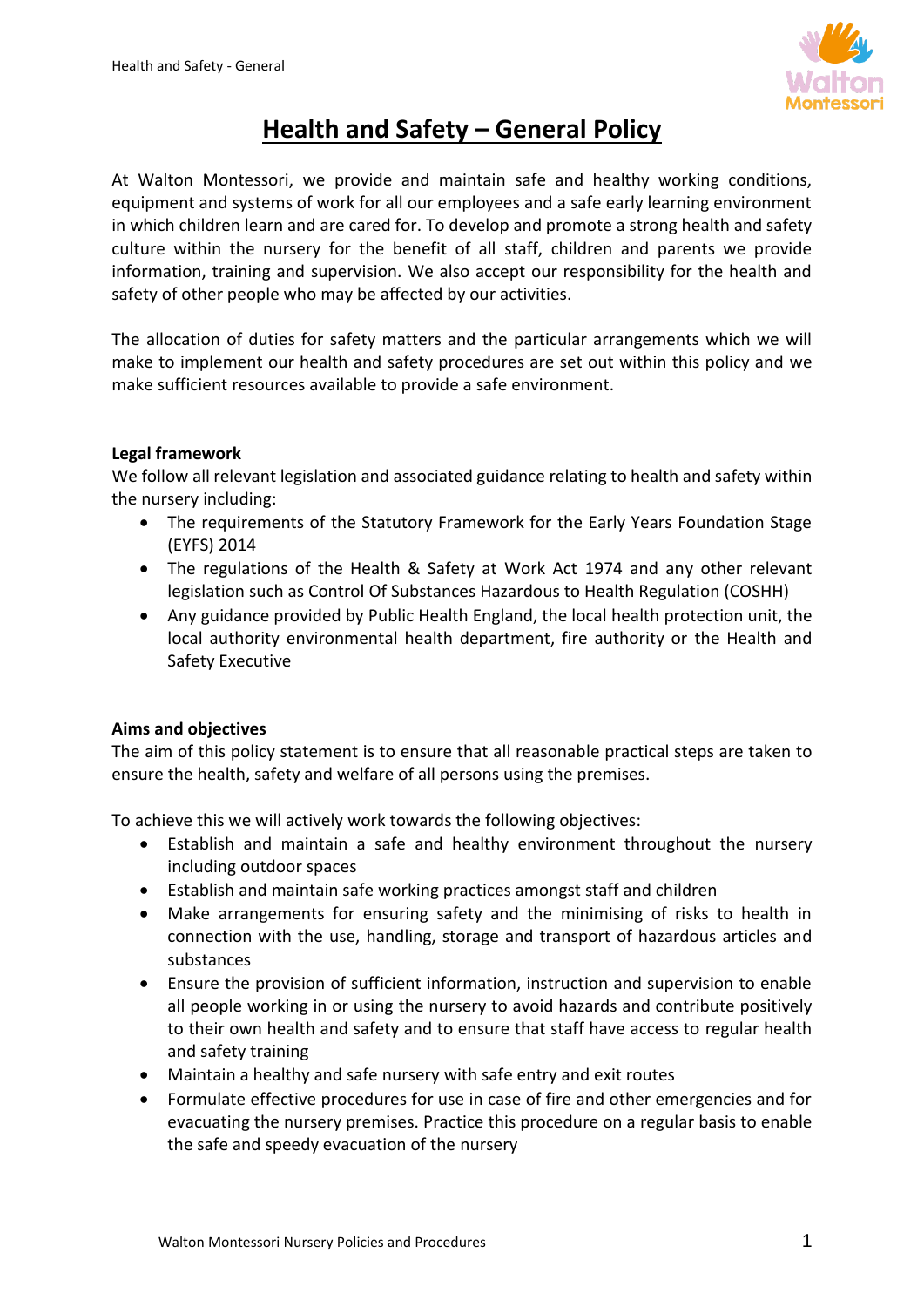# Health and Safety – General Policy

At Walton Montessori, we provide and maintain safe and healthy working conditions, equipment and systems of work for all our employees and a safe early learning environment in which children learn and are cared for. To develop and promote a strong health and safety culture within the nursery for the benefit of all staff, children and parents we provide information, training and supervision. We also accept our responsibility for the health and safety of other people who may be affected by our activities.

The allocation of duties for safety matters and the particular arrangements which we will make to implement our health and safety procedures are set out within this policy and we make sufficient resources available to provide a safe environment.

**Legal framework**

We follow all relevant legislation and associated guidance relating to health and safety within the nursery including:

- The requirements of the Statutory Framework for the Early Years Foundation Stage (EYFS) 2014
- The regulations of the Health & Safety at Work Act 1974 and any other relevant legislation such as Control Of Substances Hazardous to Health Regulation (COSHH)
- Any guidance provided by Public Health England, the local health protection unit, the local authority environmental health department, fire authority or the Health and Safety Executive

**Aims and objectives**

The aim of this policy statement is to ensure that all reasonable practical steps are taken to ensure the health, safety and welfare of all persons using the premises.

To achieve this we will actively work towards the following objectives:

- Establish and maintain a safe and healthy environment throughout the nursery including outdoor spaces
- Establish and maintain safe working practices amongst staff and children
- Make arrangements for ensuring safety and the minimising of risks to health in connection with the use, handling, storage and transport of hazardous articles and substances
- Ensure the provision of sufficient information, instruction and supervision to enable all people working in or using the nursery to avoid hazards and contribute positively to their own health and safety and to ensure that staff have access to regular health and safety training
- Maintain a healthy and safe nursery with safe entry and exit routes
- Formulate effective procedures for use in case of fire and other emergencies and for evacuating the nursery premises. Practice this procedure on a regular basis to enable the safe and speedy evacuation of the nursery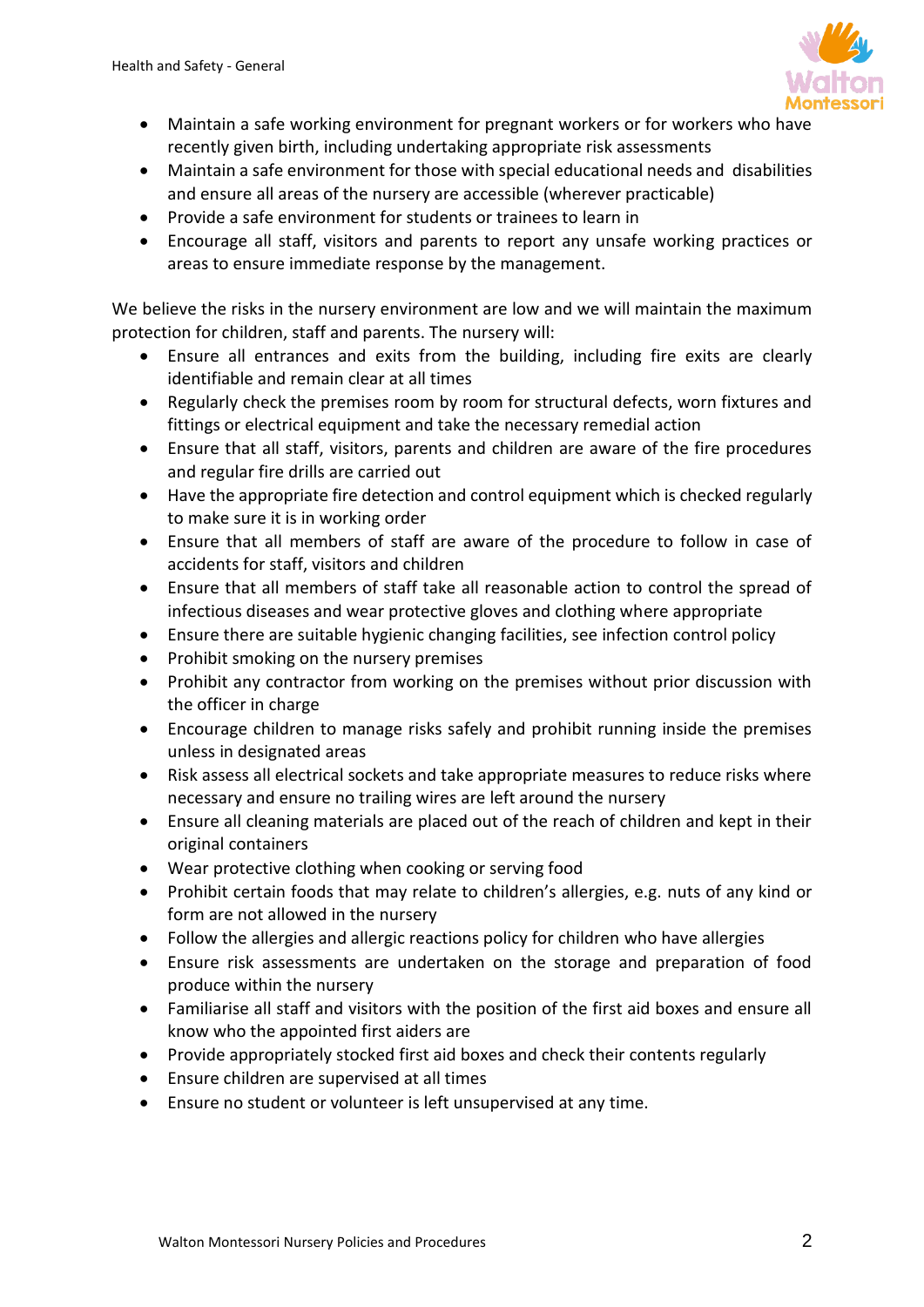- Maintain a safe working environment for pregnant workers or for workers who have recently given birth, including undertaking appropriate risk assessments
- Maintain a safe environment for those with special educational needs and disabilities and ensure all areas of the nursery are accessible (wherever practicable)
- Provide a safe environment for students or trainees to learn in
- Encourage all staff, visitors and parents to report any unsafe working practices or areas to ensure immediate response by the management.

We believe the risks in the nursery environment are low and we will maintain the maximum protection for children, staff and parents. The nursery will:

- Ensure all entrances and exits from the building, including fire exits are clearly identifiable and remain clear at all times
- Regularly check the premises room by room for structural defects, worn fixtures and fittings or electrical equipment and take the necessary remedial action
- Ensure that all staff, visitors, parents and children are aware of the fire procedures and regular fire drills are carried out
- Have the appropriate fire detection and control equipment which is checked regularly to make sure it is in working order
- Ensure that all members of staff are aware of the procedure to follow in case of accidents for staff, visitors and children
- Ensure that all members of staff take all reasonable action to control the spread of infectious diseases and wear protective gloves and clothing where appropriate
- Ensure there are suitable hygienic changing facilities, see infection control policy
- Prohibit smoking on the nursery premises
- Prohibit any contractor from working on the premises without prior discussion with the officer in charge
- Encourage children to manage risks safely and prohibit running inside the premises unless in designated areas
- Risk assess all electrical sockets and take appropriate measures to reduce risks where necessary and ensure no trailing wires are left around the nursery
- Ensure all cleaning materials are placed out of the reach of children and kept in their original containers
- Wear protective clothing when cooking or serving food
- Prohibit certain foods that may relate to children's allergies, e.g. nuts of any kind or form are not allowed in the nursery
- Follow the allergies and allergic reactions policy for children who have allergies
- Ensure risk assessments are undertaken on the storage and preparation of food produce within the nursery
- Familiarise all staff and visitors with the position of the first aid boxes and ensure all know who the appointed first aiders are
- Provide appropriately stocked first aid boxes and check their contents regularly
- Ensure children are supervised at all times
- Ensure no student or volunteer is left unsupervised at any time.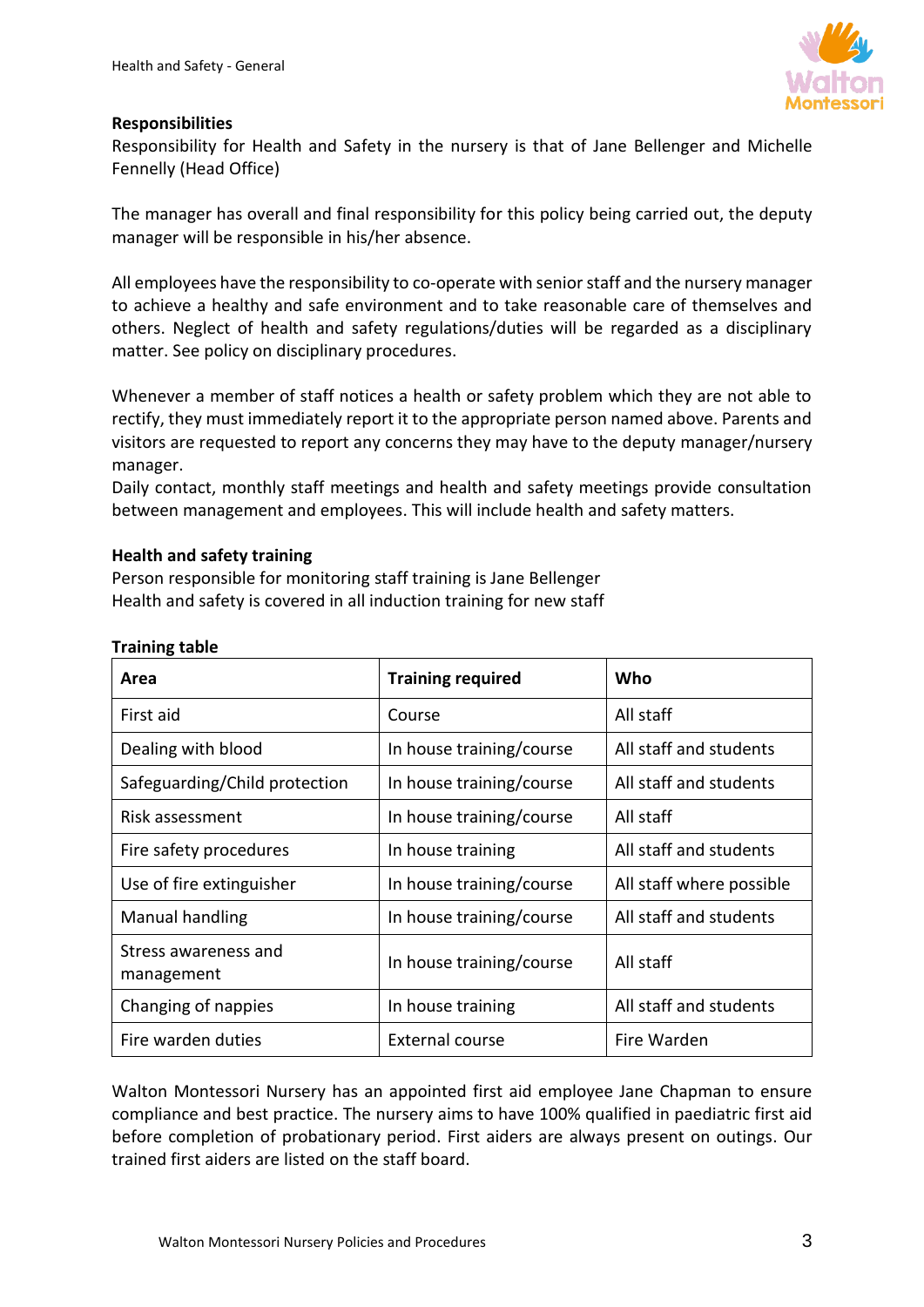**Responsibilities**

Responsibility for Health and Safety in the nursery is that of Jane Bellenger and Michelle Fennelly (Head Office)

The manager has overall and final responsibility for this policy being carried out, the deputy manager will be responsible in his/her absence.

All employees have the responsibility to co-operate with senior staff and the nursery manager to achieve a healthy and safe environment and to take reasonable care of themselves and others. Neglect of health and safety regulations/duties will be regarded as a disciplinary matter. See policy on disciplinary procedures.

Whenever a member of staff notices a health or safety problem which they are not able to rectify, they must immediately report it to the appropriate person named above. Parents and visitors are requested to report any concerns they may have to the deputy manager/nursery manager.

Daily contact, monthly staff meetings and health and safety meetings provide consultation between management and employees. This will include health and safety matters.

**Health and safety training**

Person responsible for monitoring staff training is Jane Bellenger

Health and safety is covered in all induction training for new staff

**Training table**

| Area | Training required | Who |
|---|---|---|
| First aid | Course | All staff |
| Dealing with blood | In house training/course | All staff and students |
| Safeguarding/Child protection | In house training/course | All staff and students |
| Risk assessment | In house training/course | All staff |
| Fire safety procedures | In house training | All staff and students |
| Use of fire extinguisher | In house training/course | All staff where possible |
| Manual handling | In house training/course | All staff and students |
| Stress awareness and management | In house training/course | All staff |
| Changing of nappies | In house training | All staff and students |
| Fire warden duties | External course | Fire Warden |

Walton Montessori Nursery has an appointed first aid employee Jane Chapman to ensure compliance and best practice. The nursery aims to have 100% qualified in paediatric first aid before completion of probationary period. First aiders are always present on outings. Our trained first aiders are listed on the staff board.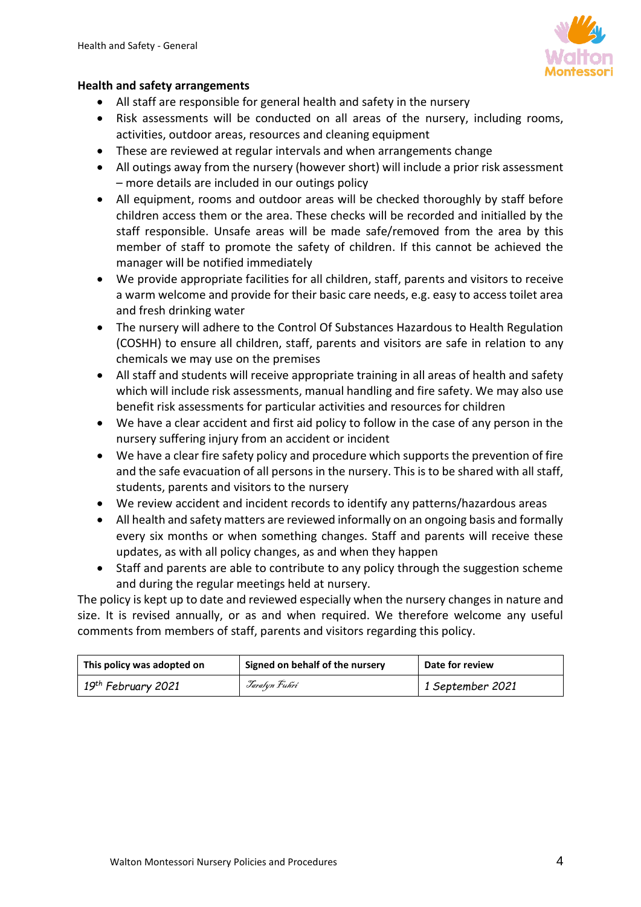**Health and safety arrangements**

- All staff are responsible for general health and safety in the nursery
- Risk assessments will be conducted on all areas of the nursery, including rooms, activities, outdoor areas, resources and cleaning equipment
- These are reviewed at regular intervals and when arrangements change
- All outings away from the nursery (however short) will include a prior risk assessment – more details are included in our outings policy
- All equipment, rooms and outdoor areas will be checked thoroughly by staff before children access them or the area. These checks will be recorded and initialled by the staff responsible. Unsafe areas will be made safe/removed from the area by this member of staff to promote the safety of children. If this cannot be achieved the manager will be notified immediately
- We provide appropriate facilities for all children, staff, parents and visitors to receive a warm welcome and provide for their basic care needs, e.g. easy to access toilet area and fresh drinking water
- The nursery will adhere to the Control Of Substances Hazardous to Health Regulation (COSHH) to ensure all children, staff, parents and visitors are safe in relation to any chemicals we may use on the premises
- All staff and students will receive appropriate training in all areas of health and safety which will include risk assessments, manual handling and fire safety. We may also use benefit risk assessments for particular activities and resources for children
- We have a clear accident and first aid policy to follow in the case of any person in the nursery suffering injury from an accident or incident
- We have a clear fire safety policy and procedure which supports the prevention of fire and the safe evacuation of all persons in the nursery. This is to be shared with all staff, students, parents and visitors to the nursery
- We review accident and incident records to identify any patterns/hazardous areas
- All health and safety matters are reviewed informally on an ongoing basis and formally every six months or when something changes. Staff and parents will receive these updates, as with all policy changes, as and when they happen
- Staff and parents are able to contribute to any policy through the suggestion scheme and during the regular meetings held at nursery.

The policy is kept up to date and reviewed especially when the nursery changes in nature and size. It is revised annually, or as and when required. We therefore welcome any useful comments from members of staff, parents and visitors regarding this policy.

| This policy was adopted on | Signed on behalf of the nursery | Date for review |
|---|---|---|
| 19th February 2021 | Taralyn Fuhri | 1 September 2021 |